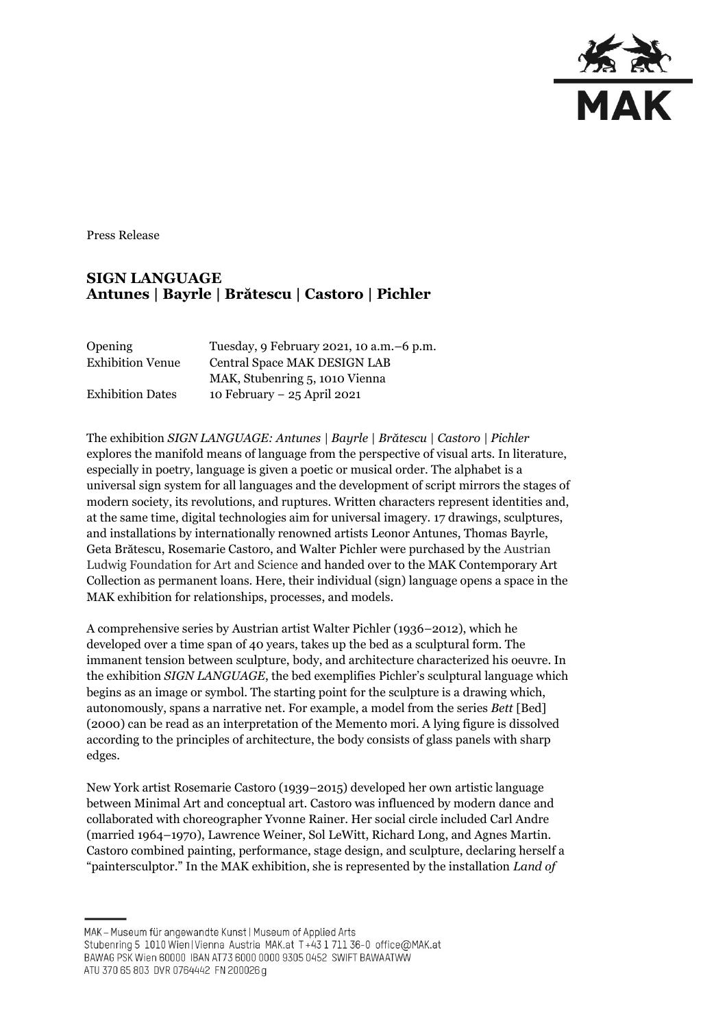Press Release

# SIGN LANGUAGE
## Antunes | Bayrle | Brătescu | Castoro | Pichler

| | |
|---|---|
| Opening | Tuesday, 9 February 2021, 10 a.m.–6 p.m. |
| Exhibition Venue | Central Space MAK DESIGN LAB<br>MAK, Stubenring 5, 1010 Vienna |
| Exhibition Dates | 10 February – 25 April 2021 |

The exhibition *SIGN LANGUAGE: Antunes | Bayrle | Brătescu | Castoro | Pichler* explores the manifold means of language from the perspective of visual arts. In literature, especially in poetry, language is given a poetic or musical order. The alphabet is a universal sign system for all languages and the development of script mirrors the stages of modern society, its revolutions, and ruptures. Written characters represent identities and, at the same time, digital technologies aim for universal imagery. 17 drawings, sculptures, and installations by internationally renowned artists Leonor Antunes, Thomas Bayrle, Geta Brătescu, Rosemarie Castoro, and Walter Pichler were purchased by the Austrian Ludwig Foundation for Art and Science and handed over to the MAK Contemporary Art Collection as permanent loans. Here, their individual (sign) language opens a space in the MAK exhibition for relationships, processes, and models.

A comprehensive series by Austrian artist Walter Pichler (1936–2012), which he developed over a time span of 40 years, takes up the bed as a sculptural form. The immanent tension between sculpture, body, and architecture characterized his oeuvre. In the exhibition *SIGN LANGUAGE*, the bed exemplifies Pichler's sculptural language which begins as an image or symbol. The starting point for the sculpture is a drawing which, autonomously, spans a narrative net. For example, a model from the series *Bett* [Bed] (2000) can be read as an interpretation of the Memento mori. A lying figure is dissolved according to the principles of architecture, the body consists of glass panels with sharp edges.

New York artist Rosemarie Castoro (1939–2015) developed her own artistic language between Minimal Art and conceptual art. Castoro was influenced by modern dance and collaborated with choreographer Yvonne Rainer. Her social circle included Carl Andre (married 1964–1970), Lawrence Weiner, Sol LeWitt, Richard Long, and Agnes Martin. Castoro combined painting, performance, stage design, and sculpture, declaring herself a "paintersculptor." In the MAK exhibition, she is represented by the installation *Land of*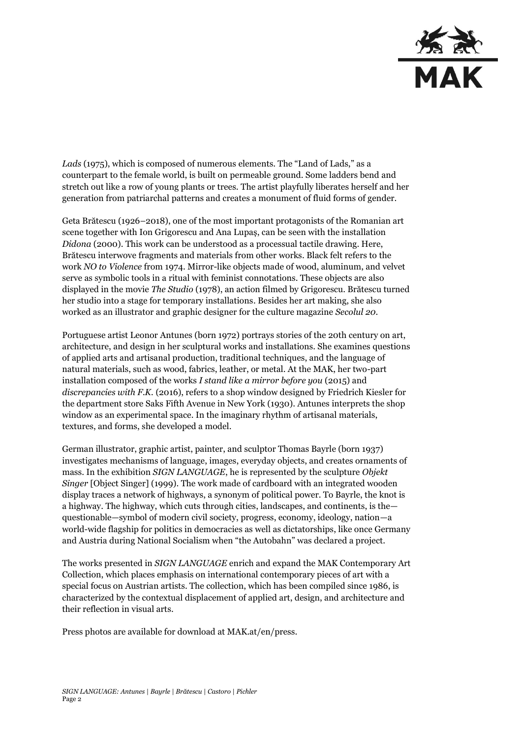*Lads* (1975), which is composed of numerous elements. The "Land of Lads," as a counterpart to the female world, is built on permeable ground. Some ladders bend and stretch out like a row of young plants or trees. The artist playfully liberates herself and her generation from patriarchal patterns and creates a monument of fluid forms of gender.

Geta Brătescu (1926–2018), one of the most important protagonists of the Romanian art scene together with Ion Grigorescu and Ana Lupaș, can be seen with the installation *Didona* (2000). This work can be understood as a processual tactile drawing. Here, Brătescu interwove fragments and materials from other works. Black felt refers to the work *NO to Violence* from 1974. Mirror-like objects made of wood, aluminum, and velvet serve as symbolic tools in a ritual with feminist connotations. These objects are also displayed in the movie *The Studio* (1978), an action filmed by Grigorescu. Brătescu turned her studio into a stage for temporary installations. Besides her art making, she also worked as an illustrator and graphic designer for the culture magazine *Secolul 20*.

Portuguese artist Leonor Antunes (born 1972) portrays stories of the 20th century on art, architecture, and design in her sculptural works and installations. She examines questions of applied arts and artisanal production, traditional techniques, and the language of natural materials, such as wood, fabrics, leather, or metal. At the MAK, her two-part installation composed of the works *I stand like a mirror before you* (2015) and *discrepancies with F.K.* (2016), refers to a shop window designed by Friedrich Kiesler for the department store Saks Fifth Avenue in New York (1930). Antunes interprets the shop window as an experimental space. In the imaginary rhythm of artisanal materials, textures, and forms, she developed a model.

German illustrator, graphic artist, painter, and sculptor Thomas Bayrle (born 1937) investigates mechanisms of language, images, everyday objects, and creates ornaments of mass. In the exhibition *SIGN LANGUAGE*, he is represented by the sculpture *Objekt Singer* [Object Singer] (1999). The work made of cardboard with an integrated wooden display traces a network of highways, a synonym of political power. To Bayrle, the knot is a highway. The highway, which cuts through cities, landscapes, and continents, is the—questionable—symbol of modern civil society, progress, economy, ideology, nation—a world-wide flagship for politics in democracies as well as dictatorships, like once Germany and Austria during National Socialism when "the Autobahn" was declared a project.

The works presented in *SIGN LANGUAGE* enrich and expand the MAK Contemporary Art Collection, which places emphasis on international contemporary pieces of art with a special focus on Austrian artists. The collection, which has been compiled since 1986, is characterized by the contextual displacement of applied art, design, and architecture and their reflection in visual arts.

Press photos are available for download at MAK.at/en/press.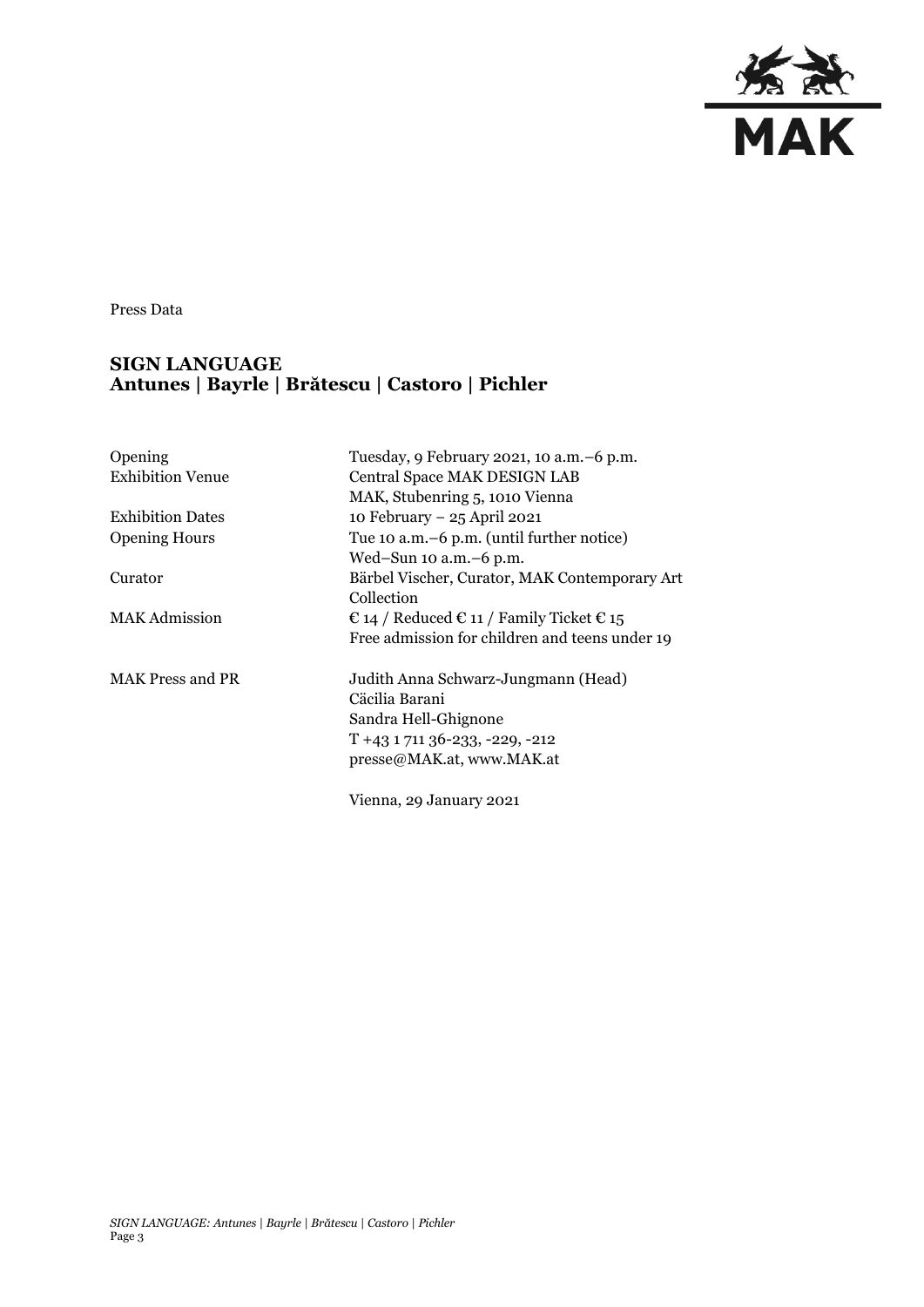Press Data

**SIGN LANGUAGE**
**Antunes | Bayrle | Brătescu | Castoro | Pichler**

| | |
|---|---|
| Opening | Tuesday, 9 February 2021, 10 a.m.–6 p.m. |
| Exhibition Venue | Central Space MAK DESIGN LAB<br>MAK, Stubenring 5, 1010 Vienna |
| Exhibition Dates | 10 February – 25 April 2021 |
| Opening Hours | Tue 10 a.m.–6 p.m. (until further notice)<br>Wed–Sun 10 a.m.–6 p.m. |
| Curator | Bärbel Vischer, Curator, MAK Contemporary Art Collection |
| MAK Admission | € 14 / Reduced € 11 / Family Ticket € 15<br>Free admission for children and teens under 19 |
| MAK Press and PR | Judith Anna Schwarz-Jungmann (Head)<br>Cäcilia Barani<br>Sandra Hell-Ghignone<br>T +43 1 711 36-233, -229, -212<br>presse@MAK.at, www.MAK.at |

Vienna, 29 January 2021